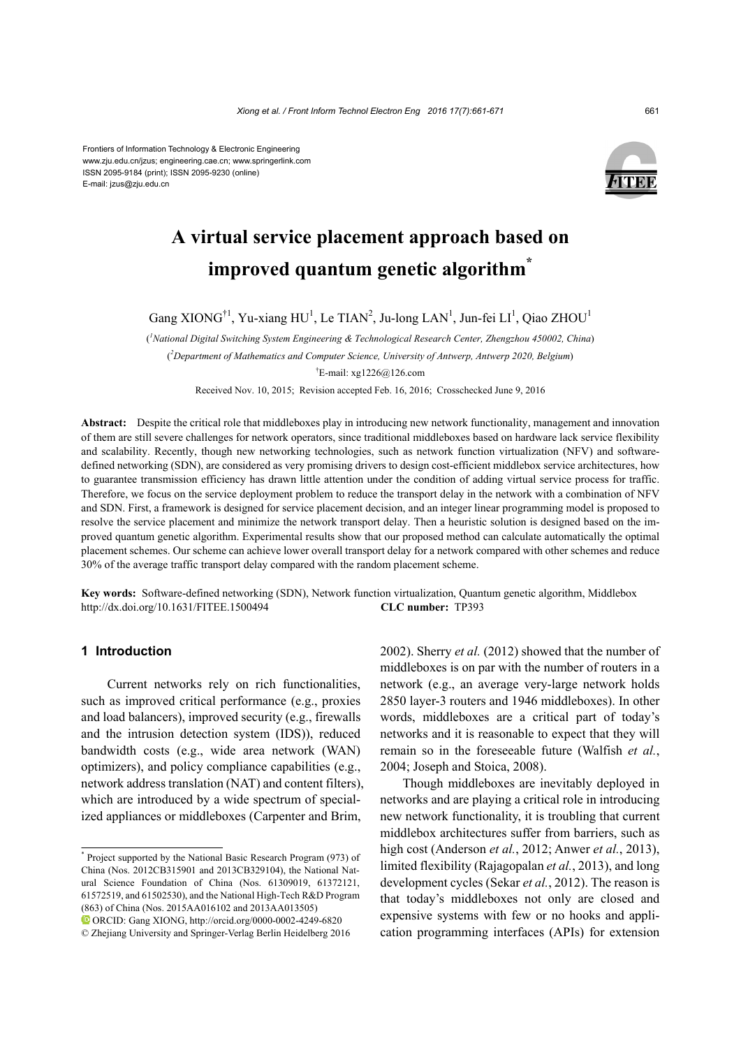Frontiers of Information Technology & Electronic Engineering
www.zju.edu.cn/jzus; engineering.cae.cn; www.springerlink.com
ISSN 2095-9184 (print); ISSN 2095-9230 (online)
E-mail: jzus@zju.edu.cn

# A virtual service placement approach based on improved quantum genetic algorithm*

Gang XIONG†[1], Yu-xiang HU[1], Le TIAN[2], Ju-long LAN[1], Jun-fei LI[1], Qiao ZHOU[1]

([1]National Digital Switching System Engineering & Technological Research Center, Zhengzhou 450002, China)

([2]Department of Mathematics and Computer Science, University of Antwerp, Antwerp 2020, Belgium)

†E-mail: xg1226@126.com

Received Nov. 10, 2015; Revision accepted Feb. 16, 2016; Crosschecked June 9, 2016

**Abstract:** Despite the critical role that middleboxes play in introducing new network functionality, management and innovation of them are still severe challenges for network operators, since traditional middleboxes based on hardware lack service flexibility and scalability. Recently, though new networking technologies, such as network function virtualization (NFV) and software-defined networking (SDN), are considered as very promising drivers to design cost-efficient middlebox service architectures, how to guarantee transmission efficiency has drawn little attention under the condition of adding virtual service process for traffic. Therefore, we focus on the service deployment problem to reduce the transport delay in the network with a combination of NFV and SDN. First, a framework is designed for service placement decision, and an integer linear programming model is proposed to resolve the service placement and minimize the network transport delay. Then a heuristic solution is designed based on the improved quantum genetic algorithm. Experimental results show that our proposed method can calculate automatically the optimal placement schemes. Our scheme can achieve lower overall transport delay for a network compared with other schemes and reduce 30% of the average traffic transport delay compared with the random placement scheme.

**Key words:** Software-defined networking (SDN), Network function virtualization, Quantum genetic algorithm, Middlebox
http://dx.doi.org/10.1631/FITEE.1500494 **CLC number:** TP393

## 1 Introduction

Current networks rely on rich functionalities, such as improved critical performance (e.g., proxies and load balancers), improved security (e.g., firewalls and the intrusion detection system (IDS)), reduced bandwidth costs (e.g., wide area network (WAN) optimizers), and policy compliance capabilities (e.g., network address translation (NAT) and content filters), which are introduced by a wide spectrum of specialized appliances or middleboxes (Carpenter and Brim, 2002). Sherry *et al.* (2012) showed that the number of middleboxes is on par with the number of routers in a network (e.g., an average very-large network holds 2850 layer-3 routers and 1946 middleboxes). In other words, middleboxes are a critical part of today's networks and it is reasonable to expect that they will remain so in the foreseeable future (Walfish *et al.*, 2004; Joseph and Stoica, 2008).

Though middleboxes are inevitably deployed in networks and are playing a critical role in introducing new network functionality, it is troubling that current middlebox architectures suffer from barriers, such as high cost (Anderson *et al.*, 2012; Anwer *et al.*, 2013), limited flexibility (Rajagopalan *et al.*, 2013), and long development cycles (Sekar *et al.*, 2012). The reason is that today's middleboxes not only are closed and expensive systems with few or no hooks and application programming interfaces (APIs) for extension

---

* Project supported by the National Basic Research Program (973) of China (Nos. 2012CB315901 and 2013CB329104), the National Natural Science Foundation of China (Nos. 61309019, 61372121, 61572519, and 61502530), and the National High-Tech R&D Program (863) of China (Nos. 2015AA016102 and 2013AA013505)

ORCID: Gang XIONG, http://orcid.org/0000-0002-4249-6820

© Zhejiang University and Springer-Verlag Berlin Heidelberg 2016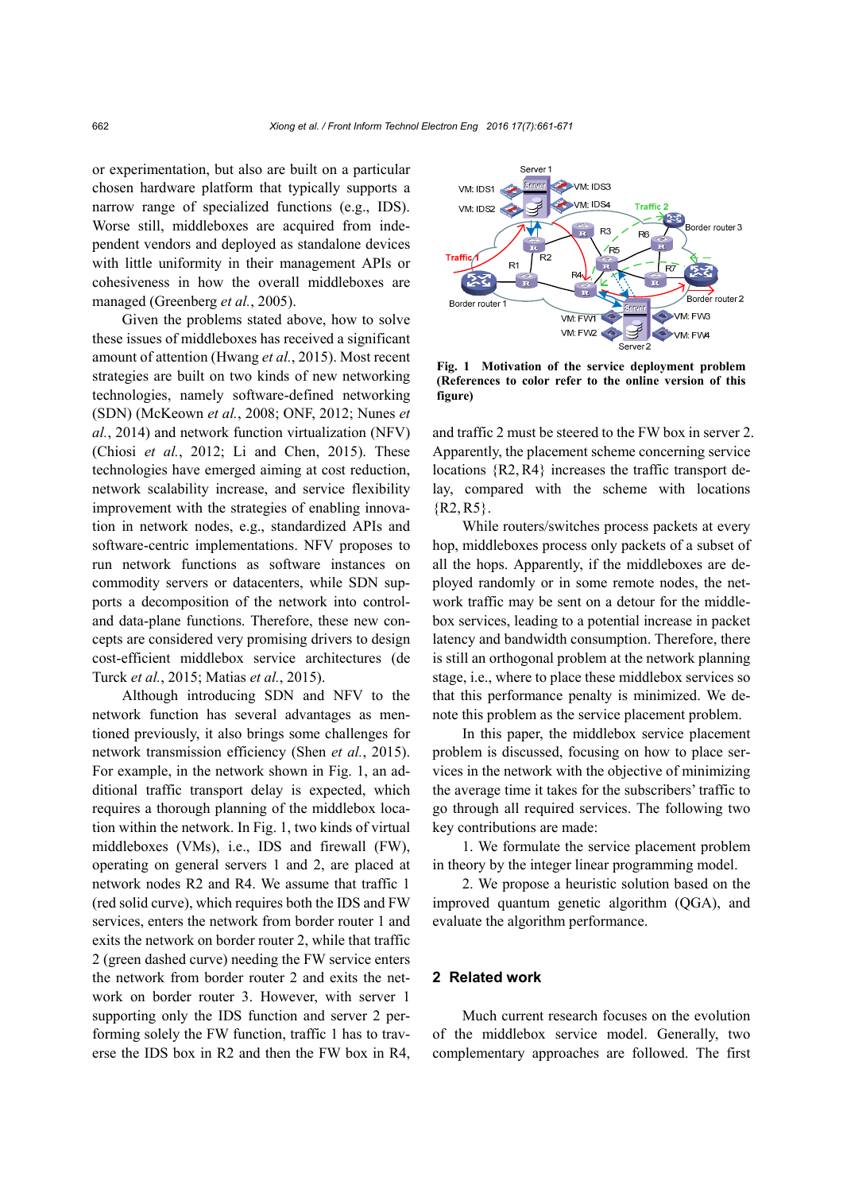or experimentation, but also are built on a particular chosen hardware platform that typically supports a narrow range of specialized functions (e.g., IDS). Worse still, middleboxes are acquired from independent vendors and deployed as standalone devices with little uniformity in their management APIs or cohesiveness in how the overall middleboxes are managed (Greenberg *et al.*, 2005).

Given the problems stated above, how to solve these issues of middleboxes has received a significant amount of attention (Hwang *et al.*, 2015). Most recent strategies are built on two kinds of new networking technologies, namely software-defined networking (SDN) (McKeown *et al.*, 2008; ONF, 2012; Nunes *et al.*, 2014) and network function virtualization (NFV) (Chiosi *et al.*, 2012; Li and Chen, 2015). These technologies have emerged aiming at cost reduction, network scalability increase, and service flexibility improvement with the strategies of enabling innovation in network nodes, e.g., standardized APIs and software-centric implementations. NFV proposes to run network functions as software instances on commodity servers or datacenters, while SDN supports a decomposition of the network into control- and data-plane functions. Therefore, these new concepts are considered very promising drivers to design cost-efficient middlebox service architectures (de Turck *et al.*, 2015; Matias *et al.*, 2015).

Although introducing SDN and NFV to the network function has several advantages as mentioned previously, it also brings some challenges for network transmission efficiency (Shen *et al.*, 2015). For example, in the network shown in Fig. 1, an additional traffic transport delay is expected, which requires a thorough planning of the middlebox location within the network. In Fig. 1, two kinds of virtual middleboxes (VMs), i.e., IDS and firewall (FW), operating on general servers 1 and 2, are placed at network nodes R2 and R4. We assume that traffic 1 (red solid curve), which requires both the IDS and FW services, enters the network from border router 1 and exits the network on border router 2, while that traffic 2 (green dashed curve) needing the FW service enters the network from border router 2 and exits the network on border router 3. However, with server 1 supporting only the IDS function and server 2 performing solely the FW function, traffic 1 has to traverse the IDS box in R2 and then the FW box in R4, and traffic 2 must be steered to the FW box in server 2. Apparently, the placement scheme concerning service locations $\{R2, R4\}$ increases the traffic transport delay, compared with the scheme with locations $\{R2, R5\}$.

**Fig. 1 Motivation of the service deployment problem (References to color refer to the online version of this figure)**

While routers/switches process packets at every hop, middleboxes process only packets of a subset of all the hops. Apparently, if the middleboxes are deployed randomly or in some remote nodes, the network traffic may be sent on a detour for the middlebox services, leading to a potential increase in packet latency and bandwidth consumption. Therefore, there is still an orthogonal problem at the network planning stage, i.e., where to place these middlebox services so that this performance penalty is minimized. We denote this problem as the service placement problem.

In this paper, the middlebox service placement problem is discussed, focusing on how to place services in the network with the objective of minimizing the average time it takes for the subscribers' traffic to go through all required services. The following two key contributions are made:

1. We formulate the service placement problem in theory by the integer linear programming model.

2. We propose a heuristic solution based on the improved quantum genetic algorithm (QGA), and evaluate the algorithm performance.

## 2 Related work

Much current research focuses on the evolution of the middlebox service model. Generally, two complementary approaches are followed. The first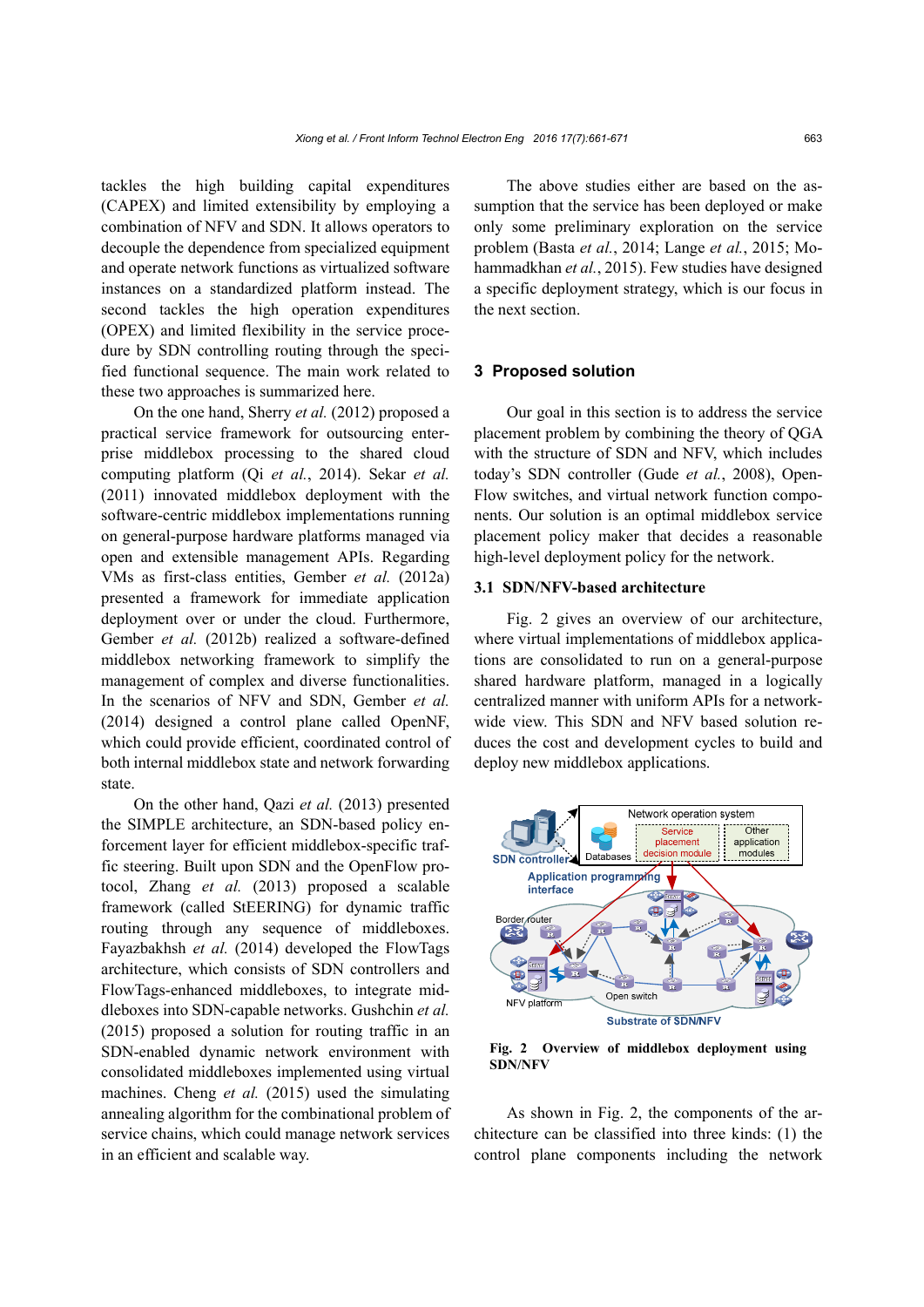tackles the high building capital expenditures (CAPEX) and limited extensibility by employing a combination of NFV and SDN. It allows operators to decouple the dependence from specialized equipment and operate network functions as virtualized software instances on a standardized platform instead. The second tackles the high operation expenditures (OPEX) and limited flexibility in the service procedure by SDN controlling routing through the specified functional sequence. The main work related to these two approaches is summarized here.

On the one hand, Sherry *et al.* (2012) proposed a practical service framework for outsourcing enterprise middlebox processing to the shared cloud computing platform (Qi *et al.*, 2014). Sekar *et al.* (2011) innovated middlebox deployment with the software-centric middlebox implementations running on general-purpose hardware platforms managed via open and extensible management APIs. Regarding VMs as first-class entities, Gember *et al.* (2012a) presented a framework for immediate application deployment over or under the cloud. Furthermore, Gember *et al.* (2012b) realized a software-defined middlebox networking framework to simplify the management of complex and diverse functionalities. In the scenarios of NFV and SDN, Gember *et al.* (2014) designed a control plane called OpenNF, which could provide efficient, coordinated control of both internal middlebox state and network forwarding state.

On the other hand, Qazi *et al.* (2013) presented the SIMPLE architecture, an SDN-based policy enforcement layer for efficient middlebox-specific traffic steering. Built upon SDN and the OpenFlow protocol, Zhang *et al.* (2013) proposed a scalable framework (called StEERING) for dynamic traffic routing through any sequence of middleboxes. Fayazbakhsh *et al.* (2014) developed the FlowTags architecture, which consists of SDN controllers and FlowTags-enhanced middleboxes, to integrate middleboxes into SDN-capable networks. Gushchin *et al.* (2015) proposed a solution for routing traffic in an SDN-enabled dynamic network environment with consolidated middleboxes implemented using virtual machines. Cheng *et al.* (2015) used the simulating annealing algorithm for the combinational problem of service chains, which could manage network services in an efficient and scalable way.

The above studies either are based on the assumption that the service has been deployed or make only some preliminary exploration on the service problem (Basta *et al.*, 2014; Lange *et al.*, 2015; Mohammadkhan *et al.*, 2015). Few studies have designed a specific deployment strategy, which is our focus in the next section.

## 3 Proposed solution

Our goal in this section is to address the service placement problem by combining the theory of QGA with the structure of SDN and NFV, which includes today's SDN controller (Gude *et al.*, 2008), OpenFlow switches, and virtual network function components. Our solution is an optimal middlebox service placement policy maker that decides a reasonable high-level deployment policy for the network.

### 3.1 SDN/NFV-based architecture

Fig. 2 gives an overview of our architecture, where virtual implementations of middlebox applications are consolidated to run on a general-purpose shared hardware platform, managed in a logically centralized manner with uniform APIs for a network-wide view. This SDN and NFV based solution reduces the cost and development cycles to build and deploy new middlebox applications.

**Fig. 2 Overview of middlebox deployment using SDN/NFV**

As shown in Fig. 2, the components of the architecture can be classified into three kinds: (1) the control plane components including the network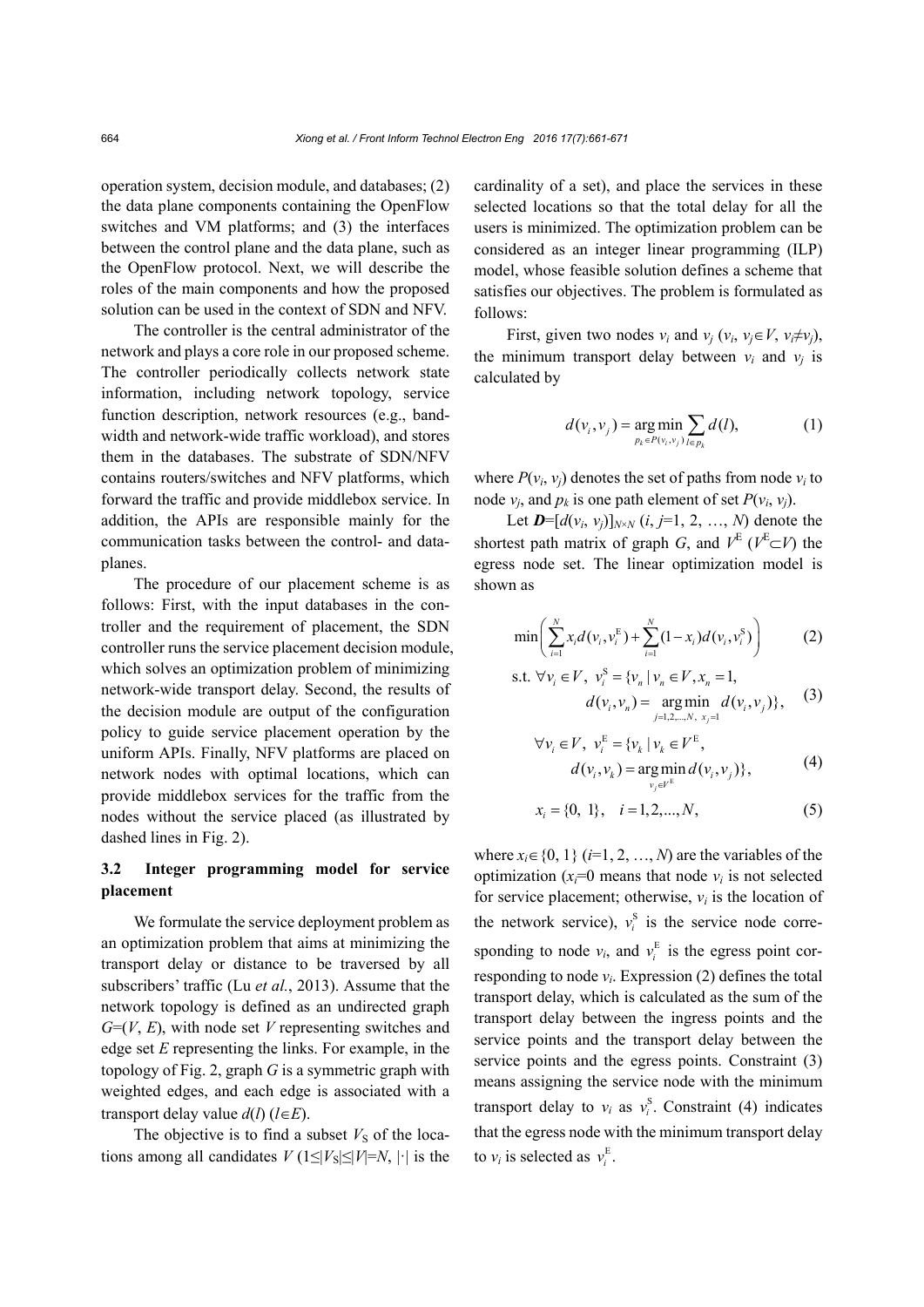operation system, decision module, and databases; (2) the data plane components containing the OpenFlow switches and VM platforms; and (3) the interfaces between the control plane and the data plane, such as the OpenFlow protocol. Next, we will describe the roles of the main components and how the proposed solution can be used in the context of SDN and NFV.

The controller is the central administrator of the network and plays a core role in our proposed scheme. The controller periodically collects network state information, including network topology, service function description, network resources (e.g., bandwidth and network-wide traffic workload), and stores them in the databases. The substrate of SDN/NFV contains routers/switches and NFV platforms, which forward the traffic and provide middlebox service. In addition, the APIs are responsible mainly for the communication tasks between the control- and data-planes.

The procedure of our placement scheme is as follows: First, with the input databases in the controller and the requirement of placement, the SDN controller runs the service placement decision module, which solves an optimization problem of minimizing network-wide transport delay. Second, the results of the decision module are output of the configuration policy to guide service placement operation by the uniform APIs. Finally, NFV platforms are placed on network nodes with optimal locations, which can provide middlebox services for the traffic from the nodes without the service placed (as illustrated by dashed lines in Fig. 2).

### 3.2 Integer programming model for service placement

We formulate the service deployment problem as an optimization problem that aims at minimizing the transport delay or distance to be traversed by all subscribers' traffic (Lu *et al.*, 2013). Assume that the network topology is defined as an undirected graph $G=(V, E)$, with node set $V$ representing switches and edge set $E$ representing the links. For example, in the topology of Fig. 2, graph $G$ is a symmetric graph with weighted edges, and each edge is associated with a transport delay value $d(l)$ ($l\in E$).

The objective is to find a subset $V_{\text{S}}$ of the locations among all candidates $V$ ($1\leq|V_{\text{S}}|\leq|V|=N$, $|\cdot|$ is the cardinality of a set), and place the services in these selected locations so that the total delay for all the users is minimized. The optimization problem can be considered as an integer linear programming (ILP) model, whose feasible solution defines a scheme that satisfies our objectives. The problem is formulated as follows:

First, given two nodes $v_i$ and $v_j$ ($v_i, v_j\in V$, $v_i\neq v_j$), the minimum transport delay between $v_i$ and $v_j$ is calculated by

$$d(v_i, v_j) = \underset{p_k\in P(v_i, v_j)}{\arg\min} \sum_{l\in p_k} d(l), \tag{1}$$

where $P(v_i, v_j)$ denotes the set of paths from node $v_i$ to node $v_j$, and $p_k$ is one path element of set $P(v_i, v_j)$.

Let $\boldsymbol{D}=[d(v_i, v_j)]_{N\times N}$ ($i, j$=1, 2, …, $N$) denote the shortest path matrix of graph $G$, and $V^{\text{E}}$ ($V^{\text{E}}\subset V$) the egress node set. The linear optimization model is shown as

$$\min\left(\sum_{i=1}^{N} x_i d(v_i, v_i^{\text{E}}) + \sum_{i=1}^{N}(1-x_i) d(v_i, v_i^{\text{S}})\right) \tag{2}$$

$$\text{s.t. } \forall v_i\in V,\ v_i^{\text{S}} = \{v_n \mid v_n\in V, x_n=1, \; d(v_i, v_n) = \underset{j=1,2,\ldots,N,\ x_j=1}{\arg\min}\ d(v_i, v_j)\}, \tag{3}$$

$$\forall v_i\in V,\ v_i^{\text{E}} = \{v_k \mid v_k\in V^{\text{E}}, \; d(v_i, v_k) = \underset{v_j\in V^{\text{E}}}{\arg\min}\, d(v_i, v_j)\}, \tag{4}$$

$$x_i = \{0,\ 1\},\quad i=1,2,\ldots,N, \tag{5}$$

where $x_i\in\{0, 1\}$ ($i$=1, 2, …, $N$) are the variables of the optimization ($x_i$=0 means that node $v_i$ is not selected for service placement; otherwise, $v_i$ is the location of the network service), $v_i^{\text{S}}$ is the service node corresponding to node $v_i$, and $v_i^{\text{E}}$ is the egress point corresponding to node $v_i$. Expression (2) defines the total transport delay, which is calculated as the sum of the transport delay between the ingress points and the service points and the transport delay between the service points and the egress points. Constraint (3) means assigning the service node with the minimum transport delay to $v_i$ as $v_i^{\text{S}}$. Constraint (4) indicates that the egress node with the minimum transport delay to $v_i$ is selected as $v_i^{\text{E}}$.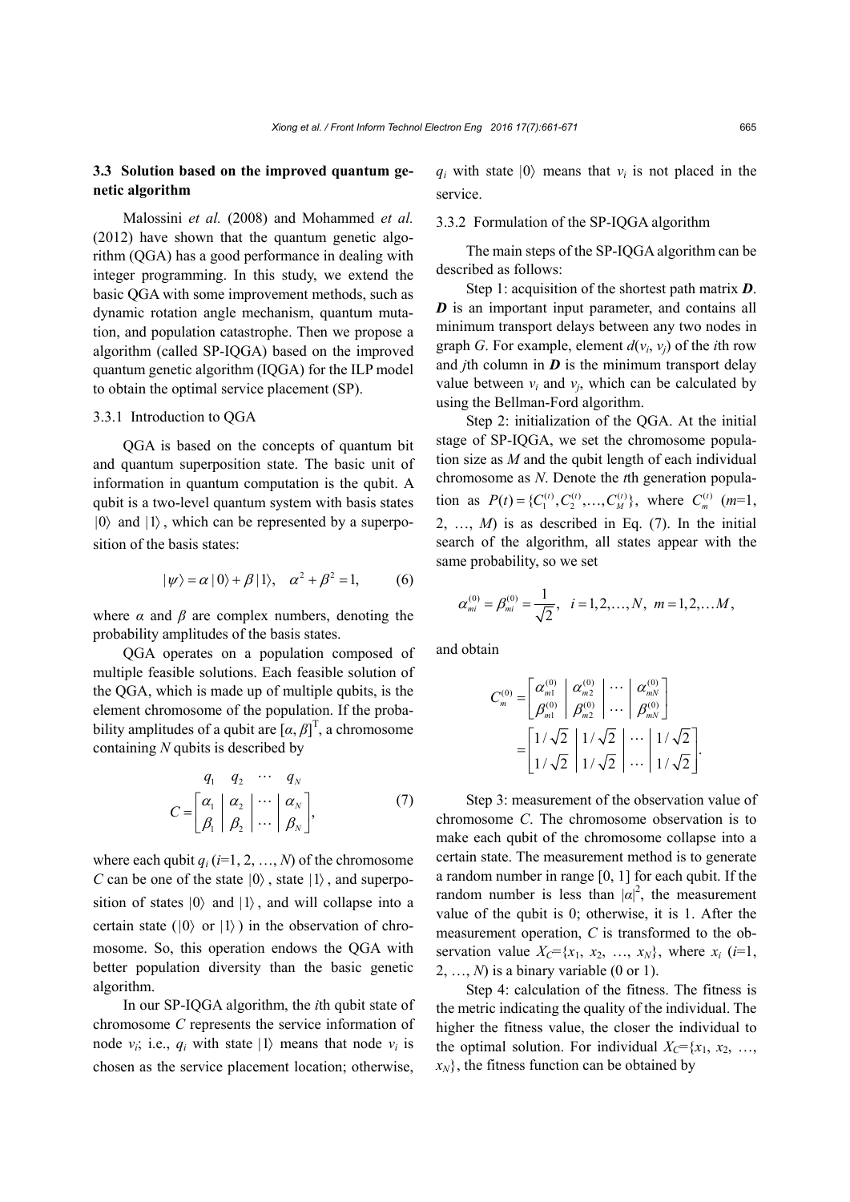### 3.3 Solution based on the improved quantum genetic algorithm

Malossini *et al.* (2008) and Mohammed *et al.* (2012) have shown that the quantum genetic algorithm (QGA) has a good performance in dealing with integer programming. In this study, we extend the basic QGA with some improvement methods, such as dynamic rotation angle mechanism, quantum mutation, and population catastrophe. Then we propose a algorithm (called SP-IQGA) based on the improved quantum genetic algorithm (IQGA) for the ILP model to obtain the optimal service placement (SP).

#### 3.3.1 Introduction to QGA

QGA is based on the concepts of quantum bit and quantum superposition state. The basic unit of information in quantum computation is the qubit. A qubit is a two-level quantum system with basis states $|0\rangle$ and $|1\rangle$, which can be represented by a superposition of the basis states:

$$|\psi\rangle = \alpha\,|0\rangle + \beta\,|1\rangle, \quad \alpha^2 + \beta^2 = 1, \tag{6}$$

where $\alpha$ and $\beta$ are complex numbers, denoting the probability amplitudes of the basis states.

QGA operates on a population composed of multiple feasible solutions. Each feasible solution of the QGA, which is made up of multiple qubits, is the element chromosome of the population. If the probability amplitudes of a qubit are $[\alpha, \beta]^{\mathrm{T}}$, a chromosome containing $N$ qubits is described by

$$C = \begin{array}{c} \begin{matrix} q_1 & q_2 & \cdots & q_N \end{matrix} \\ \left[\begin{array}{c|c|c|c} \alpha_1 & \alpha_2 & \cdots & \alpha_N \\ \beta_1 & \beta_2 & \cdots & \beta_N \end{array}\right] \end{array}, \tag{7}$$

where each qubit $q_i$ ($i$=1, 2, …, $N$) of the chromosome $C$ can be one of the state $|0\rangle$, state $|1\rangle$, and superposition of states $|0\rangle$ and $|1\rangle$, and will collapse into a certain state ($|0\rangle$ or $|1\rangle$) in the observation of chromosome. So, this operation endows the QGA with better population diversity than the basic genetic algorithm.

In our SP-IQGA algorithm, the $i$th qubit state of chromosome $C$ represents the service information of node $v_i$; i.e., $q_i$ with state $|1\rangle$ means that node $v_i$ is chosen as the service placement location; otherwise, $q_i$ with state $|0\rangle$ means that $v_i$ is not placed in the service.

#### 3.3.2 Formulation of the SP-IQGA algorithm

The main steps of the SP-IQGA algorithm can be described as follows:

Step 1: acquisition of the shortest path matrix $\boldsymbol{D}$. $\boldsymbol{D}$ is an important input parameter, and contains all minimum transport delays between any two nodes in graph $G$. For example, element $d(v_i, v_j)$ of the $i$th row and $j$th column in $\boldsymbol{D}$ is the minimum transport delay value between $v_i$ and $v_j$, which can be calculated by using the Bellman-Ford algorithm.

Step 2: initialization of the QGA. At the initial stage of SP-IQGA, we set the chromosome population size as $M$ and the qubit length of each individual chromosome as $N$. Denote the $t$th generation population as $P(t)=\{C_1^{(t)}, C_2^{(t)}, \ldots, C_M^{(t)}\}$, where $C_m^{(t)}$ ($m$=1, 2, …, $M$) is as described in Eq. (7). In the initial search of the algorithm, all states appear with the same probability, so we set

$$\alpha_{mi}^{(0)} = \beta_{mi}^{(0)} = \frac{1}{\sqrt{2}}, \quad i = 1, 2, \ldots, N, \ m = 1, 2, \ldots M,$$

and obtain

$$C_m^{(0)} = \left[\begin{array}{c|c|c|c} \alpha_{m1}^{(0)} & \alpha_{m2}^{(0)} & \cdots & \alpha_{mN}^{(0)} \\ \beta_{m1}^{(0)} & \beta_{m2}^{(0)} & \cdots & \beta_{mN}^{(0)} \end{array}\right] = \left[\begin{array}{c|c|c|c} 1/\sqrt{2} & 1/\sqrt{2} & \cdots & 1/\sqrt{2} \\ 1/\sqrt{2} & 1/\sqrt{2} & \cdots & 1/\sqrt{2} \end{array}\right].$$

Step 3: measurement of the observation value of chromosome $C$. The chromosome observation is to make each qubit of the chromosome collapse into a certain state. The measurement method is to generate a random number in range [0, 1] for each qubit. If the random number is less than $|\alpha|^2$, the measurement value of the qubit is 0; otherwise, it is 1. After the measurement operation, $C$ is transformed to the observation value $X_C=\{x_1, x_2, \ldots, x_N\}$, where $x_i$ ($i$=1, 2, …, $N$) is a binary variable (0 or 1).

Step 4: calculation of the fitness. The fitness is the metric indicating the quality of the individual. The higher the fitness value, the closer the individual to the optimal solution. For individual $X_C=\{x_1, x_2, \ldots, x_N\}$, the fitness function can be obtained by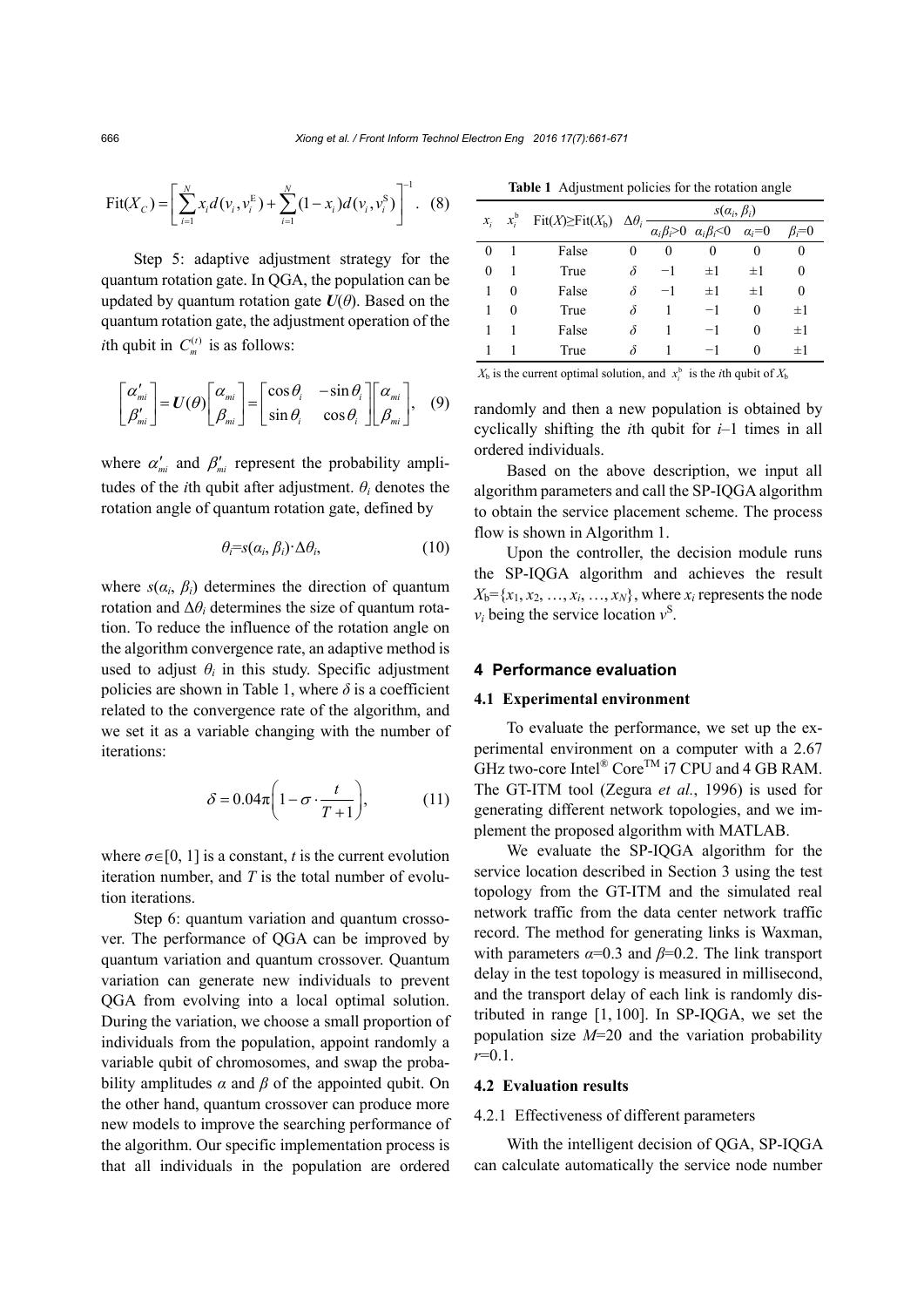$$\mathrm{Fit}(X_C)=\left[\sum_{i=1}^{N}x_i d(v_i,v_i^{\mathrm{E}})+\sum_{i=1}^{N}(1-x_i)d(v_i,v_i^{\mathrm{S}})\right]^{-1}. \quad (8)$$

Step 5: adaptive adjustment strategy for the quantum rotation gate. In QGA, the population can be updated by quantum rotation gate $\boldsymbol{U}(\theta)$. Based on the quantum rotation gate, the adjustment operation of the $i$th qubit in $C_m^{(t)}$ is as follows:

$$\begin{bmatrix}\alpha'_{mi}\\ \beta'_{mi}\end{bmatrix}=\boldsymbol{U}(\theta)\begin{bmatrix}\alpha_{mi}\\ \beta_{mi}\end{bmatrix}=\begin{bmatrix}\cos\theta_i & -\sin\theta_i\\ \sin\theta_i & \cos\theta_i\end{bmatrix}\begin{bmatrix}\alpha_{mi}\\ \beta_{mi}\end{bmatrix}, \quad (9)$$

where $\alpha'_{mi}$ and $\beta'_{mi}$ represent the probability amplitudes of the $i$th qubit after adjustment. $\theta_i$ denotes the rotation angle of quantum rotation gate, defined by

$$\theta_i=s(\alpha_i,\beta_i)\cdot\Delta\theta_i, \quad (10)$$

where $s(\alpha_i, \beta_i)$ determines the direction of quantum rotation and $\Delta\theta_i$ determines the size of quantum rotation. To reduce the influence of the rotation angle on the algorithm convergence rate, an adaptive method is used to adjust $\theta_i$ in this study. Specific adjustment policies are shown in Table 1, where $\delta$ is a coefficient related to the convergence rate of the algorithm, and we set it as a variable changing with the number of iterations:

$$\delta=0.04\pi\left(1-\sigma\cdot\frac{t}{T+1}\right), \quad (11)$$

where $\sigma\in[0, 1]$ is a constant, $t$ is the current evolution iteration number, and $T$ is the total number of evolution iterations.

Step 6: quantum variation and quantum crossover. The performance of QGA can be improved by quantum variation and quantum crossover. Quantum variation can generate new individuals to prevent QGA from evolving into a local optimal solution. During the variation, we choose a small proportion of individuals from the population, appoint randomly a variable qubit of chromosomes, and swap the probability amplitudes $\alpha$ and $\beta$ of the appointed qubit. On the other hand, quantum crossover can produce more new models to improve the searching performance of the algorithm. Our specific implementation process is that all individuals in the population are ordered randomly and then a new population is obtained by cyclically shifting the $i$th qubit for $i$–1 times in all ordered individuals.

**Table 1** Adjustment policies for the rotation angle

| $x_i$ | $x_i^{\mathrm{b}}$ | $\mathrm{Fit}(X)\geq\mathrm{Fit}(X_{\mathrm{b}})$ | $\Delta\theta_i$ | $s(\alpha_i, \beta_i)$ | | | |
|---|---|---|---|---|---|---|---|
| | | | | $\alpha_i\beta_i>0$ | $\alpha_i\beta_i<0$ | $\alpha_i=0$ | $\beta_i=0$ |
| 0 | 1 | False | 0 | 0 | 0 | 0 | 0 |
| 0 | 1 | True | $\delta$ | −1 | ±1 | ±1 | 0 |
| 1 | 0 | False | $\delta$ | −1 | ±1 | ±1 | 0 |
| 1 | 0 | True | $\delta$ | 1 | −1 | 0 | ±1 |
| 1 | 1 | False | $\delta$ | 1 | −1 | 0 | ±1 |
| 1 | 1 | True | $\delta$ | 1 | −1 | 0 | ±1 |

$X_{\mathrm{b}}$ is the current optimal solution, and $x_i^{\mathrm{b}}$ is the $i$th qubit of $X_{\mathrm{b}}$

Based on the above description, we input all algorithm parameters and call the SP-IQGA algorithm to obtain the service placement scheme. The process flow is shown in Algorithm 1.

Upon the controller, the decision module runs the SP-IQGA algorithm and achieves the result $X_{\mathrm{b}}=\{x_1, x_2, \ldots, x_i, \ldots, x_N\}$, where $x_i$ represents the node $v_i$ being the service location $v^{\mathrm{S}}$.

## 4 Performance evaluation

### 4.1 Experimental environment

To evaluate the performance, we set up the experimental environment on a computer with a 2.67 GHz two-core Intel® Core™ i7 CPU and 4 GB RAM. The GT-ITM tool (Zegura *et al.*, 1996) is used for generating different network topologies, and we implement the proposed algorithm with MATLAB.

We evaluate the SP-IQGA algorithm for the service location described in Section 3 using the test topology from the GT-ITM and the simulated real network traffic from the data center network traffic record. The method for generating links is Waxman, with parameters $\alpha$=0.3 and $\beta$=0.2. The link transport delay in the test topology is measured in millisecond, and the transport delay of each link is randomly distributed in range [1, 100]. In SP-IQGA, we set the population size $M$=20 and the variation probability $r$=0.1.

### 4.2 Evaluation results

#### 4.2.1 Effectiveness of different parameters

With the intelligent decision of QGA, SP-IQGA can calculate automatically the service node number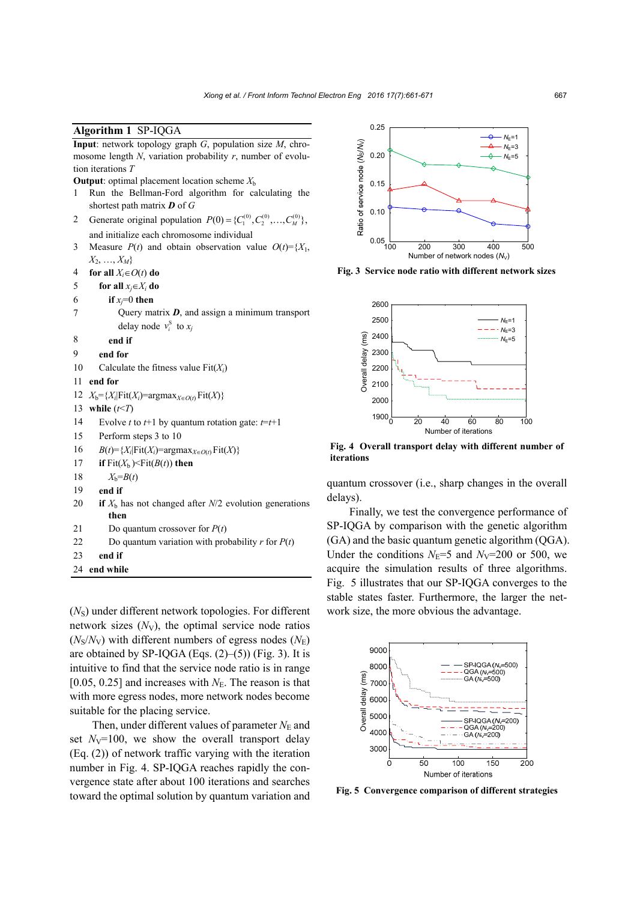**Algorithm 1** SP-IQGA

**Input**: network topology graph $G$, population size $M$, chromosome length $N$, variation probability $r$, number of evolution iterations $T$

**Output**: optimal placement location scheme $X_b$

```
1  Run the Bellman-Ford algorithm for calculating the
   shortest path matrix D of G
2  Generate original population P(0)={C_1^(0), C_2^(0), …, C_M^(0)},
   and initialize each chromosome individual
3  Measure P(t) and obtain observation value O(t)={X_1,
   X_2, …, X_M}
4  for all X_i∈O(t) do
5    for all x_j∈X_i do
6      if x_j=0 then
7        Query matrix D, and assign a minimum transport
         delay node v_i^S to x_j
8      end if
9    end for
10   Calculate the fitness value Fit(X_i)
11 end for
12 X_b={X_i|Fit(X_i)=argmax_{X∈O(t)} Fit(X)}
13 while (t<T)
14   Evolve t to t+1 by quantum rotation gate: t=t+1
15   Perform steps 3 to 10
16   B(t)={X_i|Fit(X_i)=argmax_{X∈O(t)} Fit(X)}
17   if Fit(X_b)<Fit(B(t)) then
18     X_b=B(t)
19   end if
20   if X_b has not changed after N/2 evolution generations
     then
21     Do quantum crossover for P(t)
22     Do quantum variation with probability r for P(t)
23   end if
24 end while
```

($N_S$) under different network topologies. For different network sizes ($N_V$), the optimal service node ratios ($N_S/N_V$) with different numbers of egress nodes ($N_E$) are obtained by SP-IQGA (Eqs. (2)–(5)) (Fig. 3). It is intuitive to find that the service node ratio is in range [0.05, 0.25] and increases with $N_E$. The reason is that with more egress nodes, more network nodes become suitable for the placing service.

Then, under different values of parameter $N_E$ and set $N_V$=100, we show the overall transport delay (Eq. (2)) of network traffic varying with the iteration number in Fig. 4. SP-IQGA reaches rapidly the convergence state after about 100 iterations and searches toward the optimal solution by quantum variation and quantum crossover (i.e., sharp changes in the overall delays).

**Fig. 3 Service node ratio with different network sizes**

**Fig. 4 Overall transport delay with different number of iterations**

Finally, we test the convergence performance of SP-IQGA by comparison with the genetic algorithm (GA) and the basic quantum genetic algorithm (QGA). Under the conditions $N_E$=5 and $N_V$=200 or 500, we acquire the simulation results of three algorithms. Fig. 5 illustrates that our SP-IQGA converges to the stable states faster. Furthermore, the larger the network size, the more obvious the advantage.

**Fig. 5 Convergence comparison of different strategies**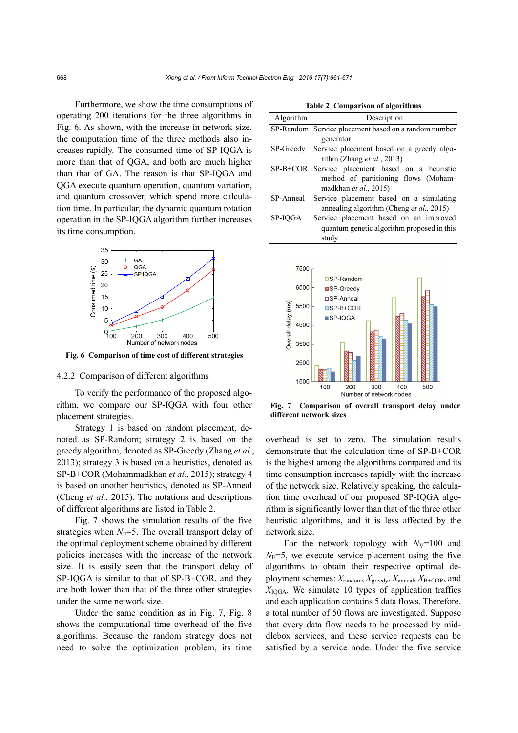Furthermore, we show the time consumptions of operating 200 iterations for the three algorithms in Fig. 6. As shown, with the increase in network size, the computation time of the three methods also increases rapidly. The consumed time of SP-IQGA is more than that of QGA, and both are much higher than that of GA. The reason is that SP-IQGA and QGA execute quantum operation, quantum variation, and quantum crossover, which spend more calculation time. In particular, the dynamic quantum rotation operation in the SP-IQGA algorithm further increases its time consumption.

**Fig. 6 Comparison of time cost of different strategies**

#### 4.2.2 Comparison of different algorithms

To verify the performance of the proposed algorithm, we compare our SP-IQGA with four other placement strategies.

Strategy 1 is based on random placement, denoted as SP-Random; strategy 2 is based on the greedy algorithm, denoted as SP-Greedy (Zhang *et al.*, 2013); strategy 3 is based on a heuristics, denoted as SP-B+COR (Mohammadkhan *et al.*, 2015); strategy 4 is based on another heuristics, denoted as SP-Anneal (Cheng *et al.*, 2015). The notations and descriptions of different algorithms are listed in Table 2.

Fig. 7 shows the simulation results of the five strategies when $N_E$=5. The overall transport delay of the optimal deployment scheme obtained by different policies increases with the increase of the network size. It is easily seen that the transport delay of SP-IQGA is similar to that of SP-B+COR, and they are both lower than that of the three other strategies under the same network size.

Under the same condition as in Fig. 7, Fig. 8 shows the computational time overhead of the five algorithms. Because the random strategy does not need to solve the optimization problem, its time overhead is set to zero. The simulation results demonstrate that the calculation time of SP-B+COR is the highest among the algorithms compared and its time consumption increases rapidly with the increase of the network size. Relatively speaking, the calculation overhead of our proposed SP-IQGA algorithm is significantly lower than that of the three other heuristic algorithms, and it is less affected by the network size.

**Table 2 Comparison of algorithms**

| Algorithm | Description |
|---|---|
| SP-Random | Service placement based on a random number generator |
| SP-Greedy | Service placement based on a greedy algorithm (Zhang *et al.*, 2013) |
| SP-B+COR | Service placement based on a heuristic method of partitioning flows (Mohammadkhan *et al.*, 2015) |
| SP-Anneal | Service placement based on a simulating annealing algorithm (Cheng *et al.*, 2015) |
| SP-IQGA | Service placement based on an improved quantum genetic algorithm proposed in this study |

**Fig. 7 Comparison of overall transport delay under different network sizes**

For the network topology with $N_V$=100 and $N_E$=5, we execute service placement using the five algorithms to obtain their respective optimal deployment schemes: $X_{\text{random}}$, $X_{\text{greedy}}$, $X_{\text{anneal}}$, $X_{\text{B+COR}}$, and $X_{\text{IQGA}}$. We simulate 10 types of application traffics and each application contains 5 data flows. Therefore, a total number of 50 flows are investigated. Suppose that every data flow needs to be processed by middlebox services, and these service requests can be satisfied by a service node. Under the five service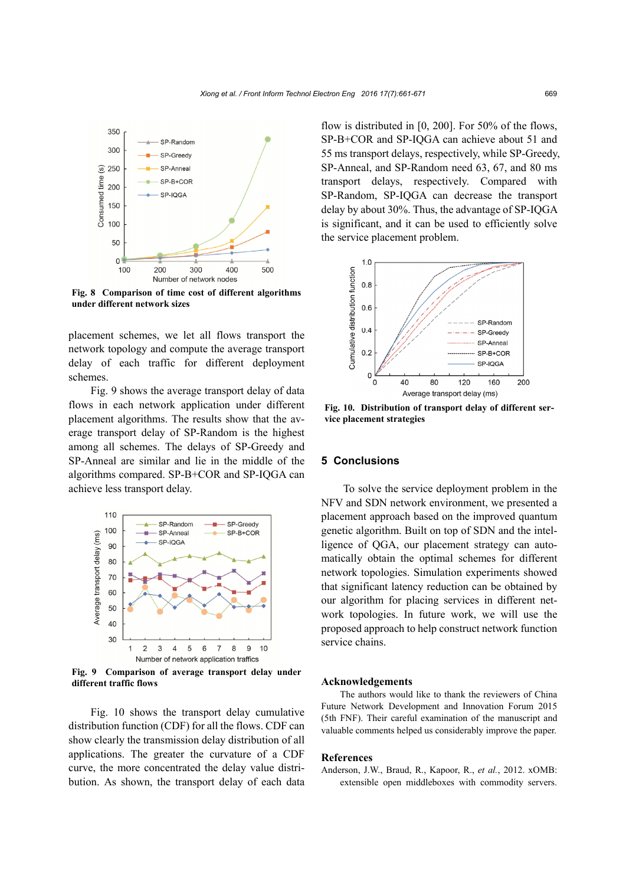Fig. 8 Comparison of time cost of different algorithms under different network sizes

placement schemes, we let all flows transport the network topology and compute the average transport delay of each traffic for different deployment schemes.

Fig. 9 shows the average transport delay of data flows in each network application under different placement algorithms. The results show that the average transport delay of SP-Random is the highest among all schemes. The delays of SP-Greedy and SP-Anneal are similar and lie in the middle of the algorithms compared. SP-B+COR and SP-IQGA can achieve less transport delay.

Fig. 9 Comparison of average transport delay under different traffic flows

Fig. 10 shows the transport delay cumulative distribution function (CDF) for all the flows. CDF can show clearly the transmission delay distribution of all applications. The greater the curvature of a CDF curve, the more concentrated the delay value distribution. As shown, the transport delay of each data flow is distributed in [0, 200]. For 50% of the flows, SP-B+COR and SP-IQGA can achieve about 51 and 55 ms transport delays, respectively, while SP-Greedy, SP-Anneal, and SP-Random need 63, 67, and 80 ms transport delays, respectively. Compared with SP-Random, SP-IQGA can decrease the transport delay by about 30%. Thus, the advantage of SP-IQGA is significant, and it can be used to efficiently solve the service placement problem.

Fig. 10. Distribution of transport delay of different service placement strategies

## 5 Conclusions

To solve the service deployment problem in the NFV and SDN network environment, we presented a placement approach based on the improved quantum genetic algorithm. Built on top of SDN and the intelligence of QGA, our placement strategy can automatically obtain the optimal schemes for different network topologies. Simulation experiments showed that significant latency reduction can be obtained by our algorithm for placing services in different network topologies. In future work, we will use the proposed approach to help construct network function service chains.

## Acknowledgements

The authors would like to thank the reviewers of China Future Network Development and Innovation Forum 2015 (5th FNF). Their careful examination of the manuscript and valuable comments helped us considerably improve the paper.

## References

Anderson, J.W., Braud, R., Kapoor, R., *et al.*, 2012. xOMB: extensible open middleboxes with commodity servers.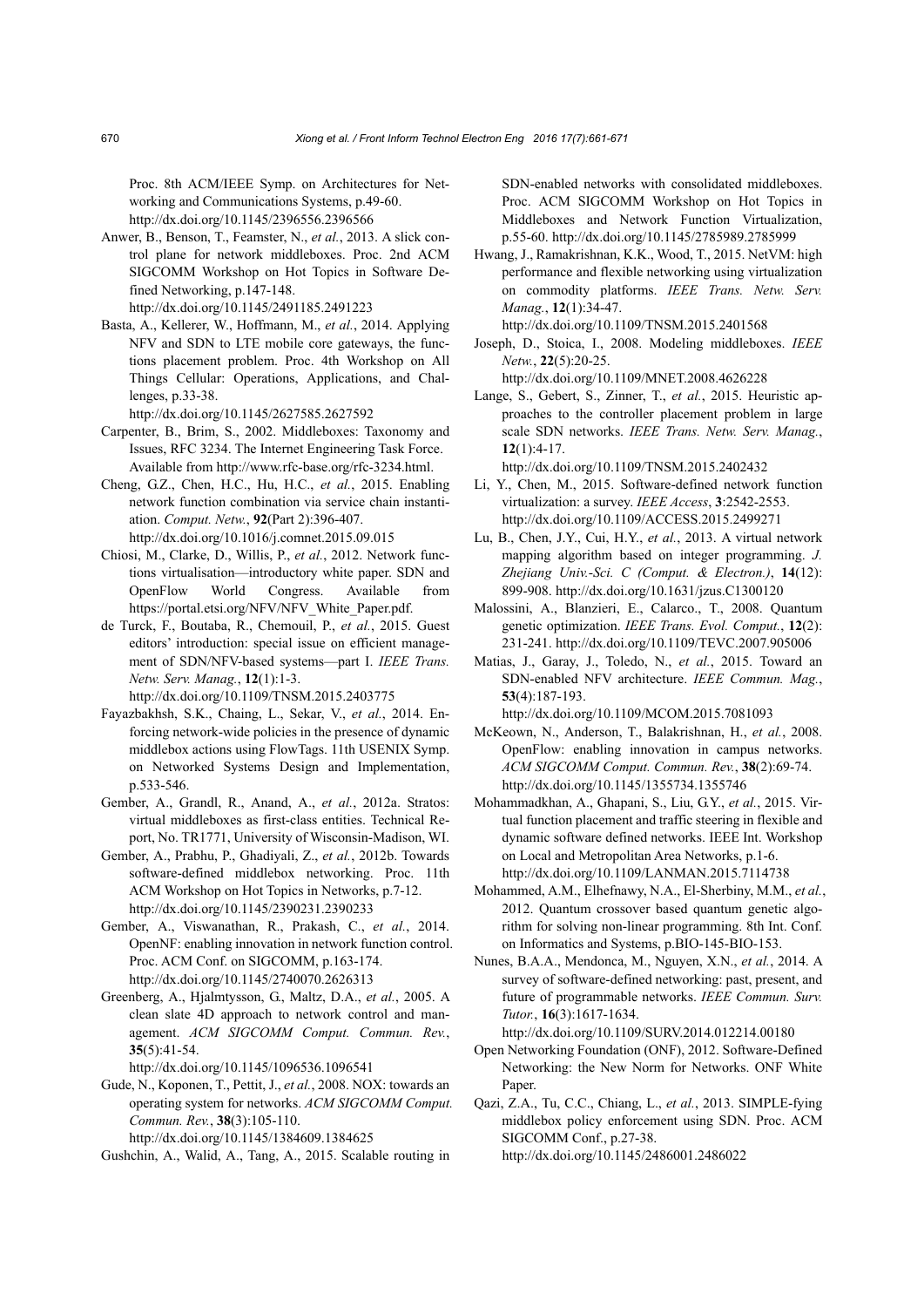Proc. 8th ACM/IEEE Symp. on Architectures for Networking and Communications Systems, p.49-60. http://dx.doi.org/10.1145/2396556.2396566

Anwer, B., Benson, T., Feamster, N., *et al.*, 2013. A slick control plane for network middleboxes. Proc. 2nd ACM SIGCOMM Workshop on Hot Topics in Software Defined Networking, p.147-148. http://dx.doi.org/10.1145/2491185.2491223

Basta, A., Kellerer, W., Hoffmann, M., *et al.*, 2014. Applying NFV and SDN to LTE mobile core gateways, the functions placement problem. Proc. 4th Workshop on All Things Cellular: Operations, Applications, and Challenges, p.33-38. http://dx.doi.org/10.1145/2627585.2627592

Carpenter, B., Brim, S., 2002. Middleboxes: Taxonomy and Issues, RFC 3234. The Internet Engineering Task Force. Available from http://www.rfc-base.org/rfc-3234.html.

Cheng, G.Z., Chen, H.C., Hu, H.C., *et al.*, 2015. Enabling network function combination via service chain instantiation. *Comput. Netw.*, **92**(Part 2):396-407. http://dx.doi.org/10.1016/j.comnet.2015.09.015

Chiosi, M., Clarke, D., Willis, P., *et al.*, 2012. Network functions virtualisation—introductory white paper. SDN and OpenFlow World Congress. Available from https://portal.etsi.org/NFV/NFV_White_Paper.pdf.

de Turck, F., Boutaba, R., Chemouil, P., *et al.*, 2015. Guest editors' introduction: special issue on efficient management of SDN/NFV-based systems—part I. *IEEE Trans. Netw. Serv. Manag.*, **12**(1):1-3. http://dx.doi.org/10.1109/TNSM.2015.2403775

Fayazbakhsh, S.K., Chaing, L., Sekar, V., *et al.*, 2014. Enforcing network-wide policies in the presence of dynamic middlebox actions using FlowTags. 11th USENIX Symp. on Networked Systems Design and Implementation, p.533-546.

Gember, A., Grandl, R., Anand, A., *et al.*, 2012a. Stratos: virtual middleboxes as first-class entities. Technical Report, No. TR1771, University of Wisconsin-Madison, WI.

Gember, A., Prabhu, P., Ghadiyali, Z., *et al.*, 2012b. Towards software-defined middlebox networking. Proc. 11th ACM Workshop on Hot Topics in Networks, p.7-12. http://dx.doi.org/10.1145/2390231.2390233

Gember, A., Viswanathan, R., Prakash, C., *et al.*, 2014. OpenNF: enabling innovation in network function control. Proc. ACM Conf. on SIGCOMM, p.163-174. http://dx.doi.org/10.1145/2740070.2626313

Greenberg, A., Hjalmtysson, G., Maltz, D.A., *et al.*, 2005. A clean slate 4D approach to network control and management. *ACM SIGCOMM Comput. Commun. Rev.*, **35**(5):41-54. http://dx.doi.org/10.1145/1096536.1096541

Gude, N., Koponen, T., Pettit, J., *et al.*, 2008. NOX: towards an operating system for networks. *ACM SIGCOMM Comput. Commun. Rev.*, **38**(3):105-110. http://dx.doi.org/10.1145/1384609.1384625

Gushchin, A., Walid, A., Tang, A., 2015. Scalable routing in SDN-enabled networks with consolidated middleboxes. Proc. ACM SIGCOMM Workshop on Hot Topics in Middleboxes and Network Function Virtualization, p.55-60. http://dx.doi.org/10.1145/2785989.2785999

Hwang, J., Ramakrishnan, K.K., Wood, T., 2015. NetVM: high performance and flexible networking using virtualization on commodity platforms. *IEEE Trans. Netw. Serv. Manag.*, **12**(1):34-47. http://dx.doi.org/10.1109/TNSM.2015.2401568

Joseph, D., Stoica, I., 2008. Modeling middleboxes. *IEEE Netw.*, **22**(5):20-25. http://dx.doi.org/10.1109/MNET.2008.4626228

Lange, S., Gebert, S., Zinner, T., *et al.*, 2015. Heuristic approaches to the controller placement problem in large scale SDN networks. *IEEE Trans. Netw. Serv. Manag.*, **12**(1):4-17. http://dx.doi.org/10.1109/TNSM.2015.2402432

Li, Y., Chen, M., 2015. Software-defined network function virtualization: a survey. *IEEE Access*, **3**:2542-2553. http://dx.doi.org/10.1109/ACCESS.2015.2499271

Lu, B., Chen, J.Y., Cui, H.Y., *et al.*, 2013. A virtual network mapping algorithm based on integer programming. *J. Zhejiang Univ.-Sci. C (Comput. & Electron.)*, **14**(12): 899-908. http://dx.doi.org/10.1631/jzus.C1300120

Malossini, A., Blanzieri, E., Calarco., T., 2008. Quantum genetic optimization. *IEEE Trans. Evol. Comput.*, **12**(2): 231-241. http://dx.doi.org/10.1109/TEVC.2007.905006

Matias, J., Garay, J., Toledo, N., *et al.*, 2015. Toward an SDN-enabled NFV architecture. *IEEE Commun. Mag.*, **53**(4):187-193. http://dx.doi.org/10.1109/MCOM.2015.7081093

McKeown, N., Anderson, T., Balakrishnan, H., *et al.*, 2008. OpenFlow: enabling innovation in campus networks. *ACM SIGCOMM Comput. Commun. Rev.*, **38**(2):69-74. http://dx.doi.org/10.1145/1355734.1355746

Mohammadkhan, A., Ghapani, S., Liu, G.Y., *et al.*, 2015. Virtual function placement and traffic steering in flexible and dynamic software defined networks. IEEE Int. Workshop on Local and Metropolitan Area Networks, p.1-6. http://dx.doi.org/10.1109/LANMAN.2015.7114738

Mohammed, A.M., Elhefnawy, N.A., El-Sherbiny, M.M., *et al.*, 2012. Quantum crossover based quantum genetic algorithm for solving non-linear programming. 8th Int. Conf. on Informatics and Systems, p.BIO-145-BIO-153.

Nunes, B.A.A., Mendonca, M., Nguyen, X.N., *et al.*, 2014. A survey of software-defined networking: past, present, and future of programmable networks. *IEEE Commun. Surv. Tutor.*, **16**(3):1617-1634. http://dx.doi.org/10.1109/SURV.2014.012214.00180

Open Networking Foundation (ONF), 2012. Software-Defined Networking: the New Norm for Networks. ONF White Paper.

Qazi, Z.A., Tu, C.C., Chiang, L., *et al.*, 2013. SIMPLE-fying middlebox policy enforcement using SDN. Proc. ACM SIGCOMM Conf., p.27-38. http://dx.doi.org/10.1145/2486001.2486022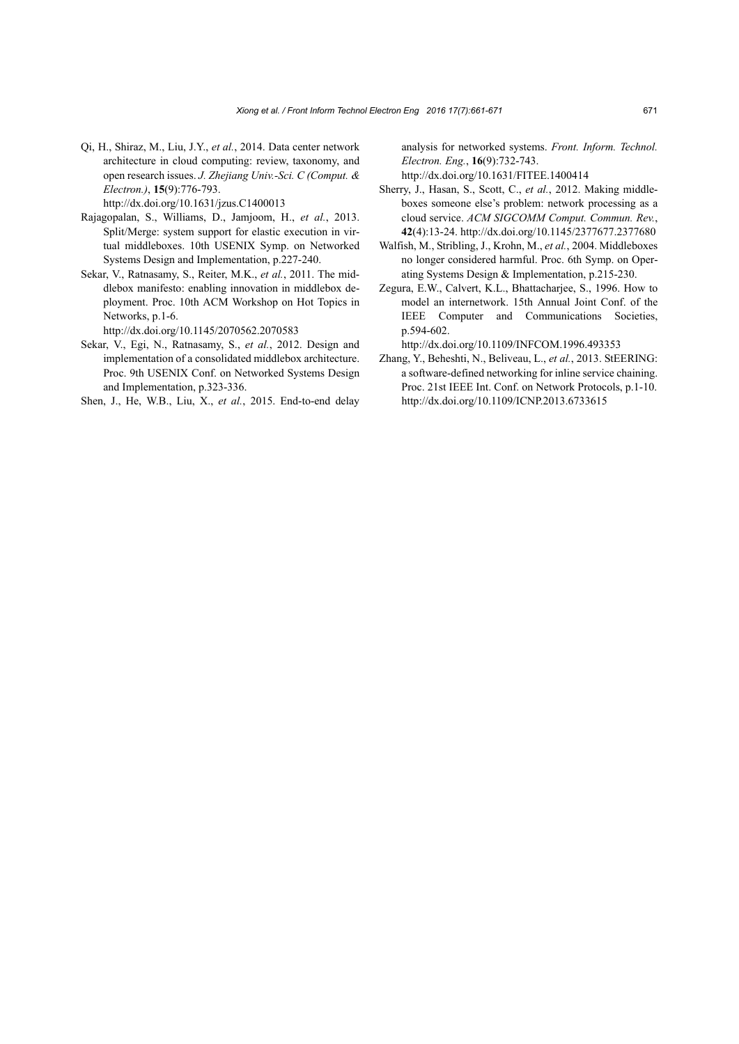Qi, H., Shiraz, M., Liu, J.Y., *et al.*, 2014. Data center network architecture in cloud computing: review, taxonomy, and open research issues. *J. Zhejiang Univ.-Sci. C (Comput. & Electron.)*, **15**(9):776-793. http://dx.doi.org/10.1631/jzus.C1400013

Rajagopalan, S., Williams, D., Jamjoom, H., *et al.*, 2013. Split/Merge: system support for elastic execution in virtual middleboxes. 10th USENIX Symp. on Networked Systems Design and Implementation, p.227-240.

Sekar, V., Ratnasamy, S., Reiter, M.K., *et al.*, 2011. The middlebox manifesto: enabling innovation in middlebox deployment. Proc. 10th ACM Workshop on Hot Topics in Networks, p.1-6. http://dx.doi.org/10.1145/2070562.2070583

Sekar, V., Egi, N., Ratnasamy, S., *et al.*, 2012. Design and implementation of a consolidated middlebox architecture. Proc. 9th USENIX Conf. on Networked Systems Design and Implementation, p.323-336.

Shen, J., He, W.B., Liu, X., *et al.*, 2015. End-to-end delay analysis for networked systems. *Front. Inform. Technol. Electron. Eng.*, **16**(9):732-743. http://dx.doi.org/10.1631/FITEE.1400414

Sherry, J., Hasan, S., Scott, C., *et al.*, 2012. Making middleboxes someone else's problem: network processing as a cloud service. *ACM SIGCOMM Comput. Commun. Rev.*, **42**(4):13-24. http://dx.doi.org/10.1145/2377677.2377680

Walfish, M., Stribling, J., Krohn, M., *et al.*, 2004. Middleboxes no longer considered harmful. Proc. 6th Symp. on Operating Systems Design & Implementation, p.215-230.

Zegura, E.W., Calvert, K.L., Bhattacharjee, S., 1996. How to model an internetwork. 15th Annual Joint Conf. of the IEEE Computer and Communications Societies, p.594-602. http://dx.doi.org/10.1109/INFCOM.1996.493353

Zhang, Y., Beheshti, N., Beliveau, L., *et al.*, 2013. StEERING: a software-defined networking for inline service chaining. Proc. 21st IEEE Int. Conf. on Network Protocols, p.1-10. http://dx.doi.org/10.1109/ICNP.2013.6733615